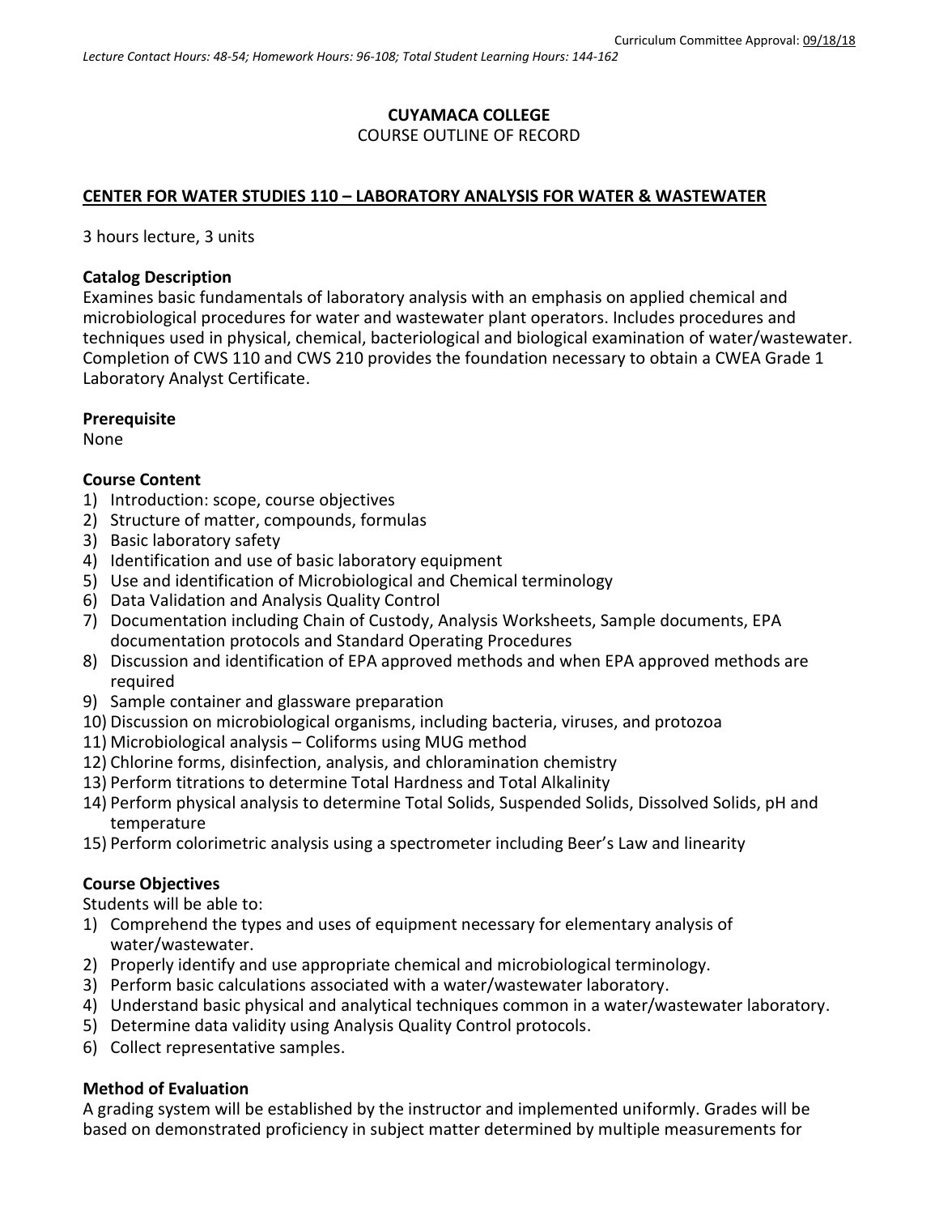Curriculum Committee Approval: 09/18/18

*Lecture Contact Hours: 48-54; Homework Hours: 96-108; Total Student Learning Hours: 144-162*

**CUYAMACA COLLEGE**

COURSE OUTLINE OF RECORD

## CENTER FOR WATER STUDIES 110 – LABORATORY ANALYSIS FOR WATER & WASTEWATER

3 hours lecture, 3 units

### Catalog Description

Examines basic fundamentals of laboratory analysis with an emphasis on applied chemical and microbiological procedures for water and wastewater plant operators. Includes procedures and techniques used in physical, chemical, bacteriological and biological examination of water/wastewater. Completion of CWS 110 and CWS 210 provides the foundation necessary to obtain a CWEA Grade 1 Laboratory Analyst Certificate.

### Prerequisite

None

### Course Content

1) Introduction: scope, course objectives
2) Structure of matter, compounds, formulas
3) Basic laboratory safety
4) Identification and use of basic laboratory equipment
5) Use and identification of Microbiological and Chemical terminology
6) Data Validation and Analysis Quality Control
7) Documentation including Chain of Custody, Analysis Worksheets, Sample documents, EPA documentation protocols and Standard Operating Procedures
8) Discussion and identification of EPA approved methods and when EPA approved methods are required
9) Sample container and glassware preparation
10) Discussion on microbiological organisms, including bacteria, viruses, and protozoa
11) Microbiological analysis – Coliforms using MUG method
12) Chlorine forms, disinfection, analysis, and chloramination chemistry
13) Perform titrations to determine Total Hardness and Total Alkalinity
14) Perform physical analysis to determine Total Solids, Suspended Solids, Dissolved Solids, pH and temperature
15) Perform colorimetric analysis using a spectrometer including Beer's Law and linearity

### Course Objectives

Students will be able to:

1) Comprehend the types and uses of equipment necessary for elementary analysis of water/wastewater.
2) Properly identify and use appropriate chemical and microbiological terminology.
3) Perform basic calculations associated with a water/wastewater laboratory.
4) Understand basic physical and analytical techniques common in a water/wastewater laboratory.
5) Determine data validity using Analysis Quality Control protocols.
6) Collect representative samples.

### Method of Evaluation

A grading system will be established by the instructor and implemented uniformly. Grades will be based on demonstrated proficiency in subject matter determined by multiple measurements for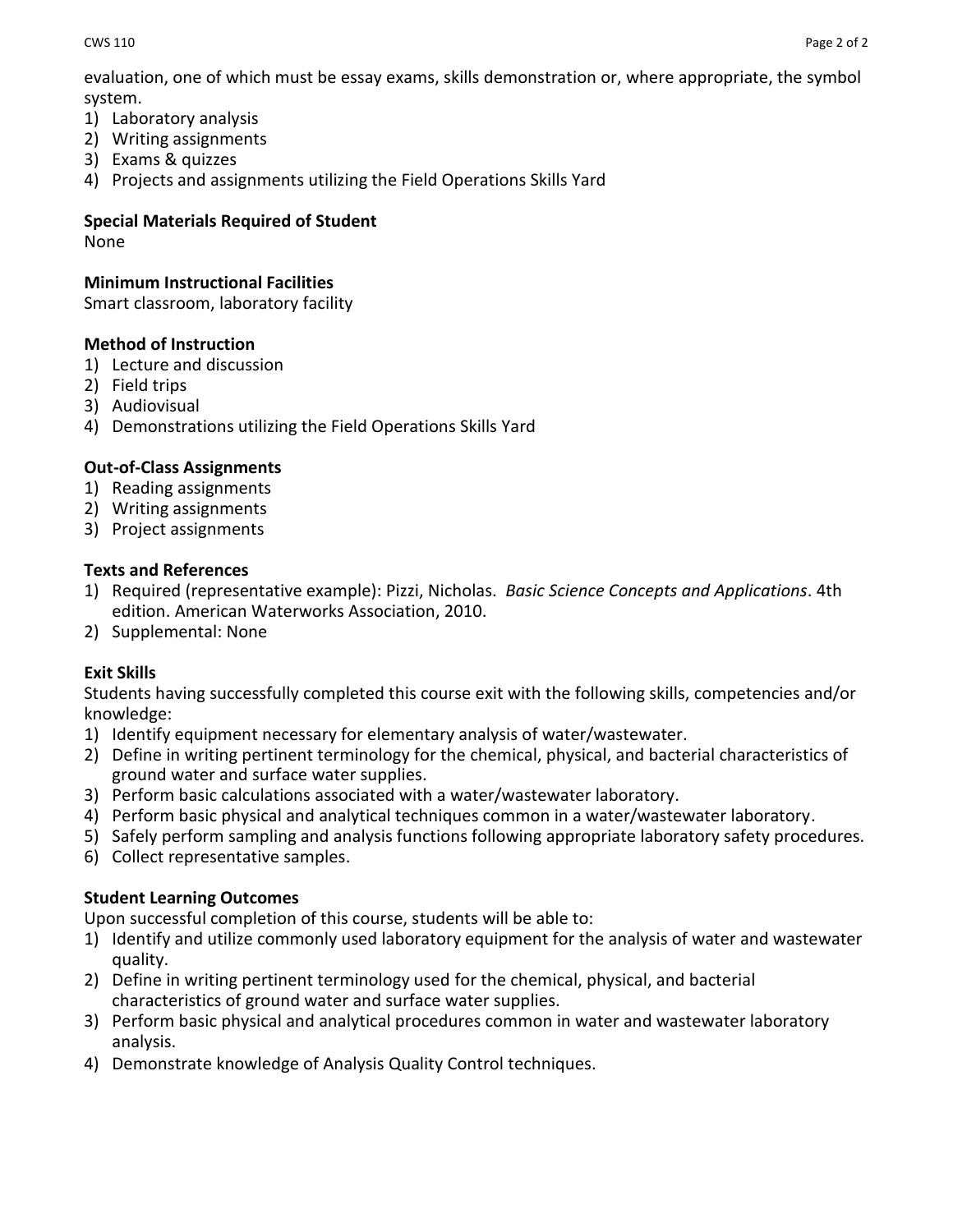evaluation, one of which must be essay exams, skills demonstration or, where appropriate, the symbol system.

1) Laboratory analysis
2) Writing assignments
3) Exams & quizzes
4) Projects and assignments utilizing the Field Operations Skills Yard

**Special Materials Required of Student**

None

**Minimum Instructional Facilities**

Smart classroom, laboratory facility

**Method of Instruction**

1) Lecture and discussion
2) Field trips
3) Audiovisual
4) Demonstrations utilizing the Field Operations Skills Yard

**Out-of-Class Assignments**

1) Reading assignments
2) Writing assignments
3) Project assignments

**Texts and References**

1) Required (representative example): Pizzi, Nicholas. *Basic Science Concepts and Applications*. 4th edition. American Waterworks Association, 2010.
2) Supplemental: None

**Exit Skills**

Students having successfully completed this course exit with the following skills, competencies and/or knowledge:

1) Identify equipment necessary for elementary analysis of water/wastewater.
2) Define in writing pertinent terminology for the chemical, physical, and bacterial characteristics of ground water and surface water supplies.
3) Perform basic calculations associated with a water/wastewater laboratory.
4) Perform basic physical and analytical techniques common in a water/wastewater laboratory.
5) Safely perform sampling and analysis functions following appropriate laboratory safety procedures.
6) Collect representative samples.

**Student Learning Outcomes**

Upon successful completion of this course, students will be able to:

1) Identify and utilize commonly used laboratory equipment for the analysis of water and wastewater quality.
2) Define in writing pertinent terminology used for the chemical, physical, and bacterial characteristics of ground water and surface water supplies.
3) Perform basic physical and analytical procedures common in water and wastewater laboratory analysis.
4) Demonstrate knowledge of Analysis Quality Control techniques.